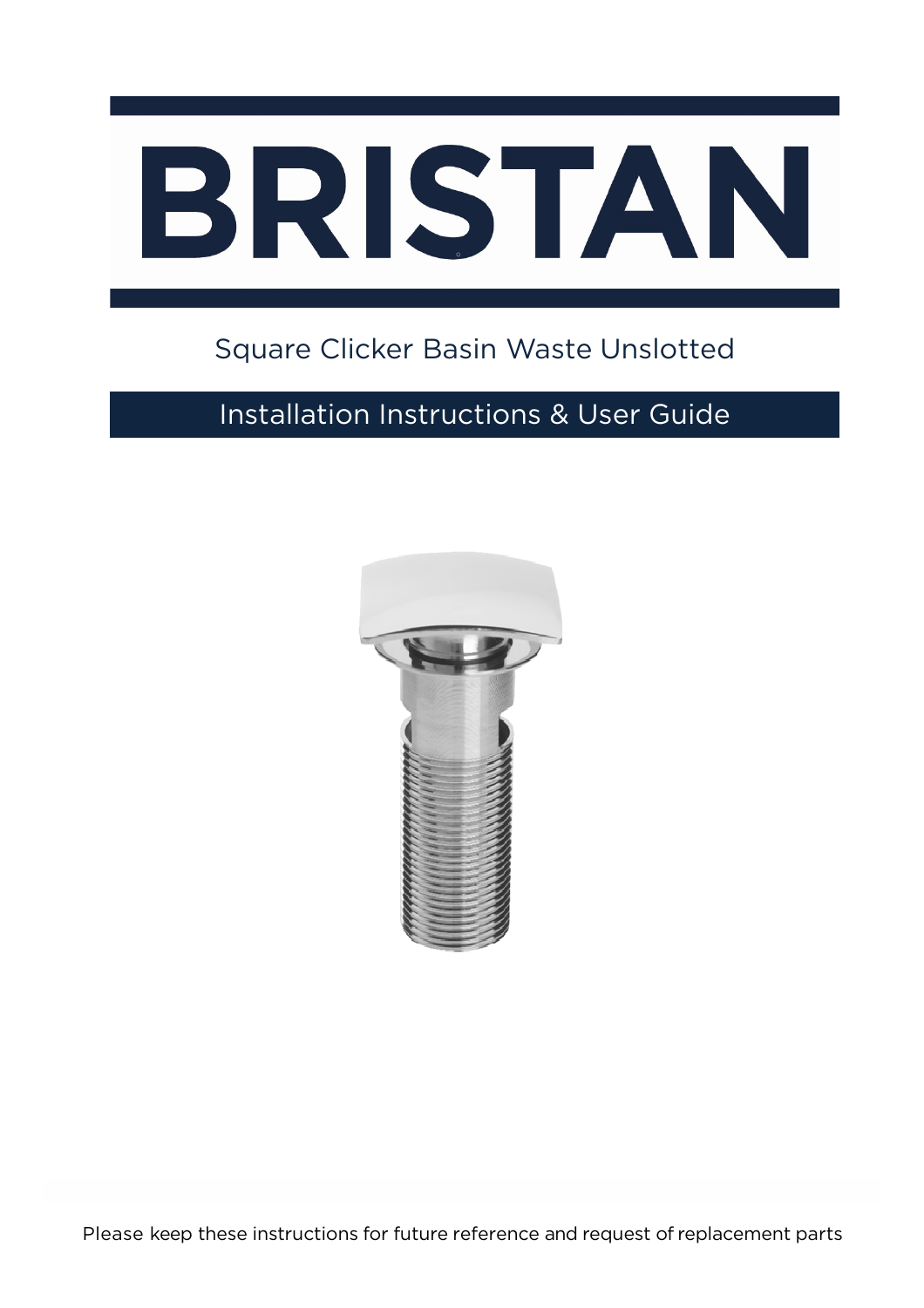# BRISTAN

## Square Clicker Basin Waste Unslotted

## Installation Instructions & User Guide

Please keep these instructions for future reference and request of replacement parts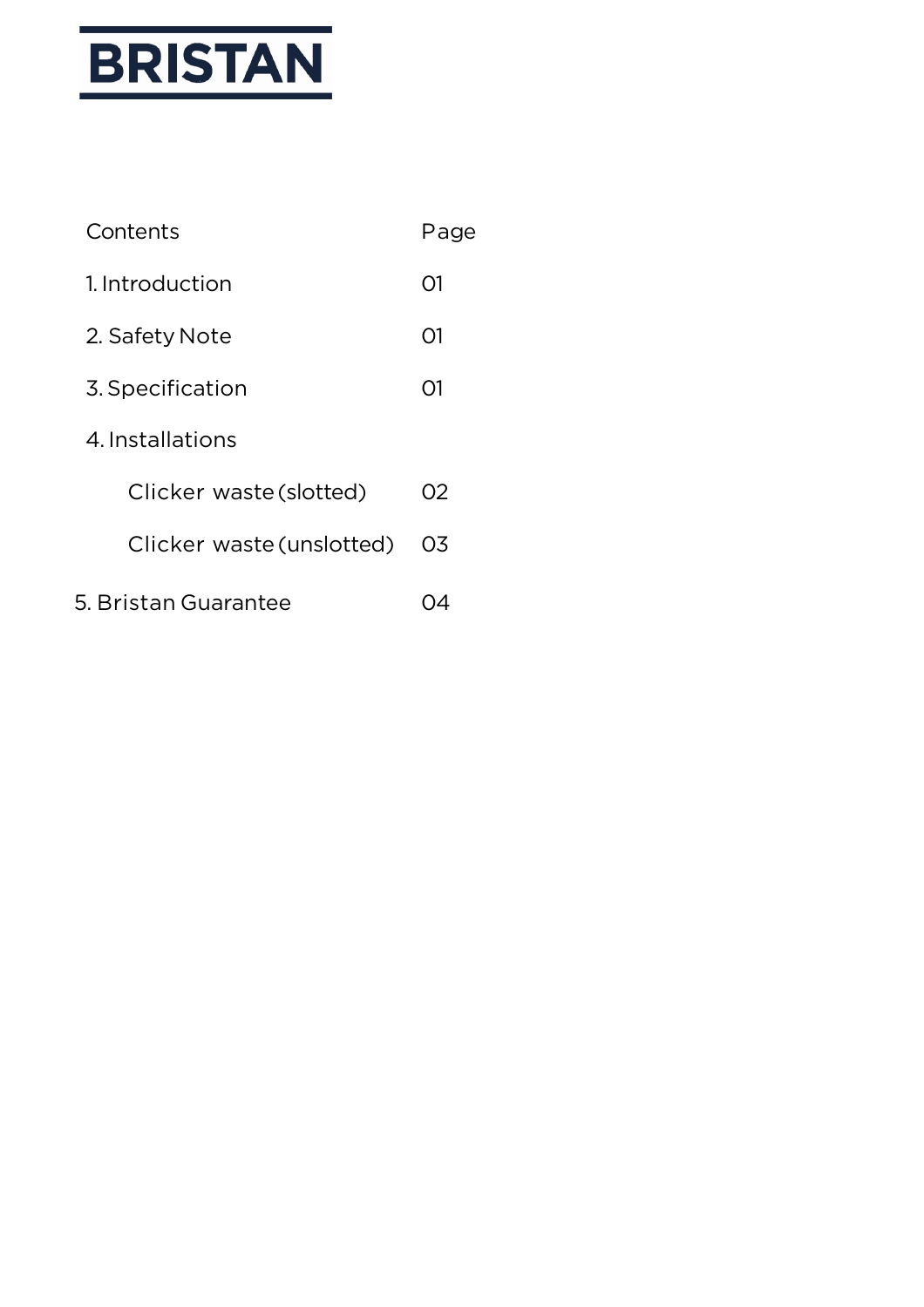BRISTAN

| Contents | Page |
| --- | --- |
| 1. Introduction | 01 |
| 2. Safety Note | 01 |
| 3. Specification | 01 |
| 4. Installations | |
| Clicker waste (slotted) | 02 |
| Clicker waste (unslotted) | 03 |
| 5. Bristan Guarantee | 04 |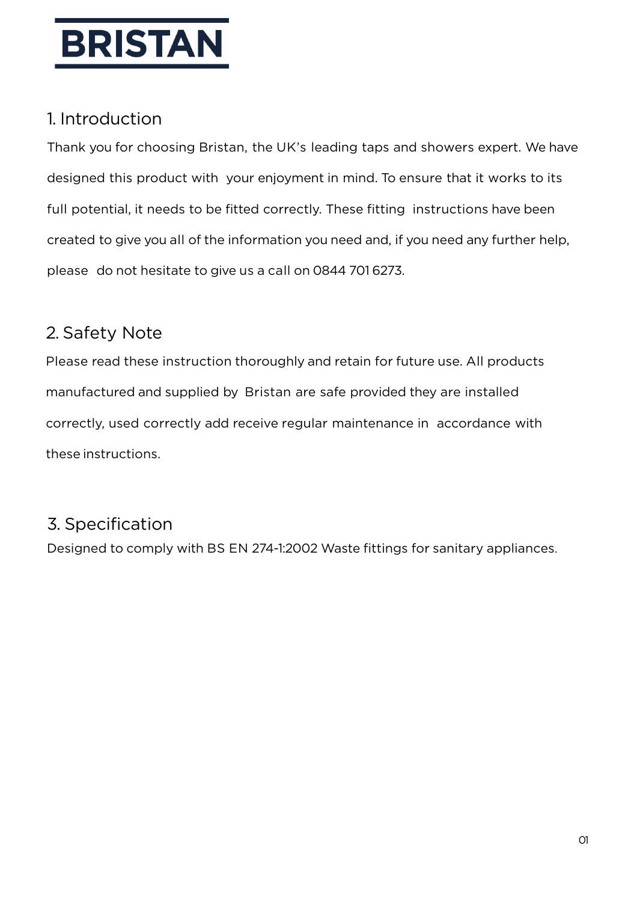# BRISTAN

## 1. Introduction

Thank you for choosing Bristan, the UK's leading taps and showers expert. We have designed this product with your enjoyment in mind. To ensure that it works to its full potential, it needs to be fitted correctly. These fitting instructions have been created to give you all of the information you need and, if you need any further help, please do not hesitate to give us a call on 0844 701 6273.

## 2. Safety Note

Please read these instruction thoroughly and retain for future use. All products manufactured and supplied by Bristan are safe provided they are installed correctly, used correctly add receive regular maintenance in accordance with these instructions.

## 3. Specification

Designed to comply with BS EN 274-1:2002 Waste fittings for sanitary appliances.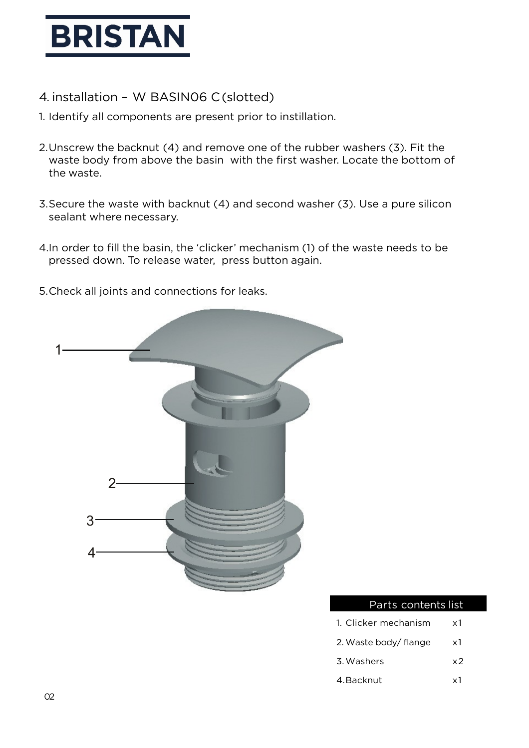# BRISTAN

## 4. installation – W BASIN06 C (slotted)

1. Identify all components are present prior to instillation.

2. Unscrew the backnut (4) and remove one of the rubber washers (3). Fit the waste body from above the basin with the first washer. Locate the bottom of the waste.

3. Secure the waste with backnut (4) and second washer (3). Use a pure silicon sealant where necessary.

4. In order to fill the basin, the 'clicker' mechanism (1) of the waste needs to be pressed down. To release water, press button again.

5. Check all joints and connections for leaks.

1
2
3
4

| Parts contents list | |
|---|---|
| 1. Clicker mechanism | x1 |
| 2. Waste body/ flange | x1 |
| 3. Washers | x2 |
| 4. Backnut | x1 |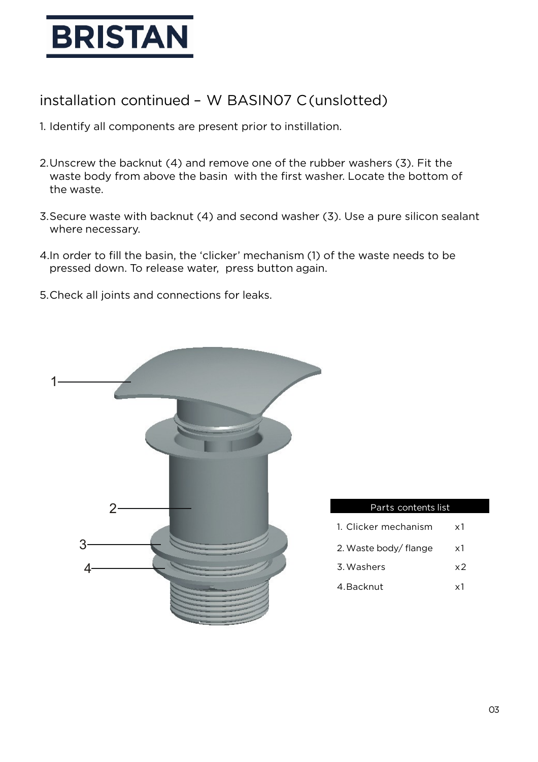## installation continued – W BASIN07 C (unslotted)

1. Identify all components are present prior to instillation.

2. Unscrew the backnut (4) and remove one of the rubber washers (3). Fit the waste body from above the basin with the first washer. Locate the bottom of the waste.

3. Secure waste with backnut (4) and second washer (3). Use a pure silicon sealant where necessary.

4. In order to fill the basin, the 'clicker' mechanism (1) of the waste needs to be pressed down. To release water, press button again.

5. Check all joints and connections for leaks.

| Parts contents list | |
|---|---|
| 1. Clicker mechanism | x1 |
| 2. Waste body/ flange | x1 |
| 3. Washers | x2 |
| 4. Backnut | x1 |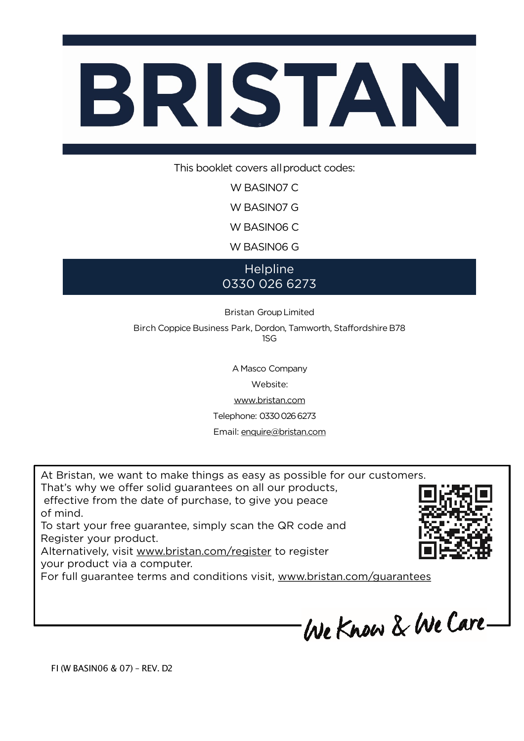# BRISTAN

This booklet covers all product codes:

W BASIN07 C

W BASIN07 G

W BASIN06 C

W BASIN06 G

Helpline
0330 026 6273

Bristan Group Limited

Birch Coppice Business Park, Dordon, Tamworth, Staffordshire B78 1SG

A Masco Company

Website:

www.bristan.com

Telephone: 0330 026 6273

Email: enquire@bristan.com

At Bristan, we want to make things as easy as possible for our customers.
That's why we offer solid guarantees on all our products, effective from the date of purchase, to give you peace of mind.
To start your free guarantee, simply scan the QR code and Register your product.
Alternatively, visit www.bristan.com/register to register your product via a computer.
For full guarantee terms and conditions visit, www.bristan.com/guarantees

We Know & We Care

FI (W BASIN06 & 07) – REV. D2